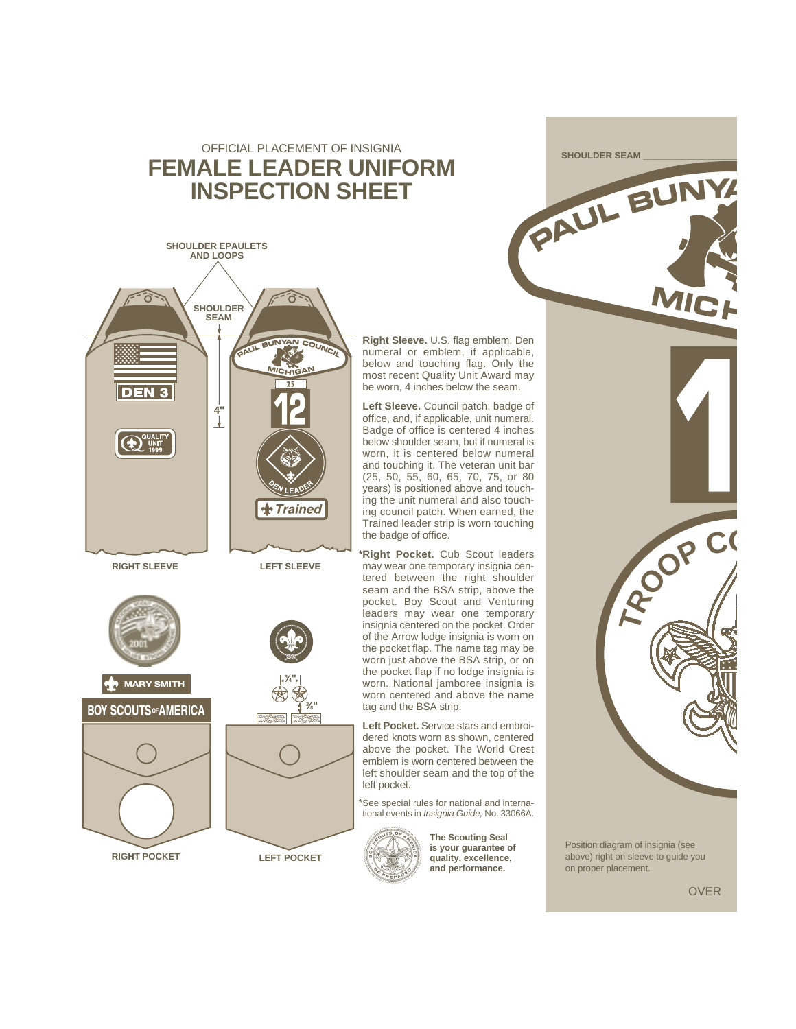OFFICIAL PLACEMENT OF INSIGNIA

# FEMALE LEADER UNIFORM INSPECTION SHEET

SHOULDER EPAULETS AND LOOPS

SHOULDER SEAM

4"

DEN 3

QUALITY UNIT 1999

PAUL BUNYAN COUNCIL MICHIGAN

25

12

DEN LEADER

Trained

RIGHT SLEEVE

LEFT SLEEVE

MARY SMITH

BOY SCOUTS OF AMERICA

¾"

⅜"

RIGHT POCKET

LEFT POCKET

**Right Sleeve.** U.S. flag emblem. Den numeral or emblem, if applicable, below and touching flag. Only the most recent Quality Unit Award may be worn, 4 inches below the seam.

**Left Sleeve.** Council patch, badge of office, and, if applicable, unit numeral. Badge of office is centered 4 inches below shoulder seam, but if numeral is worn, it is centered below numeral and touching it. The veteran unit bar (25, 50, 55, 60, 65, 70, 75, or 80 years) is positioned above and touching the unit numeral and also touching council patch. When earned, the Trained leader strip is worn touching the badge of office.

***Right Pocket.** Cub Scout leaders may wear one temporary insignia centered between the right shoulder seam and the BSA strip, above the pocket. Boy Scout and Venturing leaders may wear one temporary insignia centered on the pocket. Order of the Arrow lodge insignia is worn on the pocket flap. The name tag may be worn just above the BSA strip, or on the pocket flap if no lodge insignia is worn. National jamboree insignia is worn centered and above the name tag and the BSA strip.

**Left Pocket.** Service stars and embroidered knots worn as shown, centered above the pocket. The World Crest emblem is worn centered between the left shoulder seam and the top of the left pocket.

*See special rules for national and international events in *Insignia Guide,* No. 33066A.

**The Scouting Seal is your guarantee of quality, excellence, and performance.**

SHOULDER SEAM

Position diagram of insignia (see above) right on sleeve to guide you on proper placement.

OVER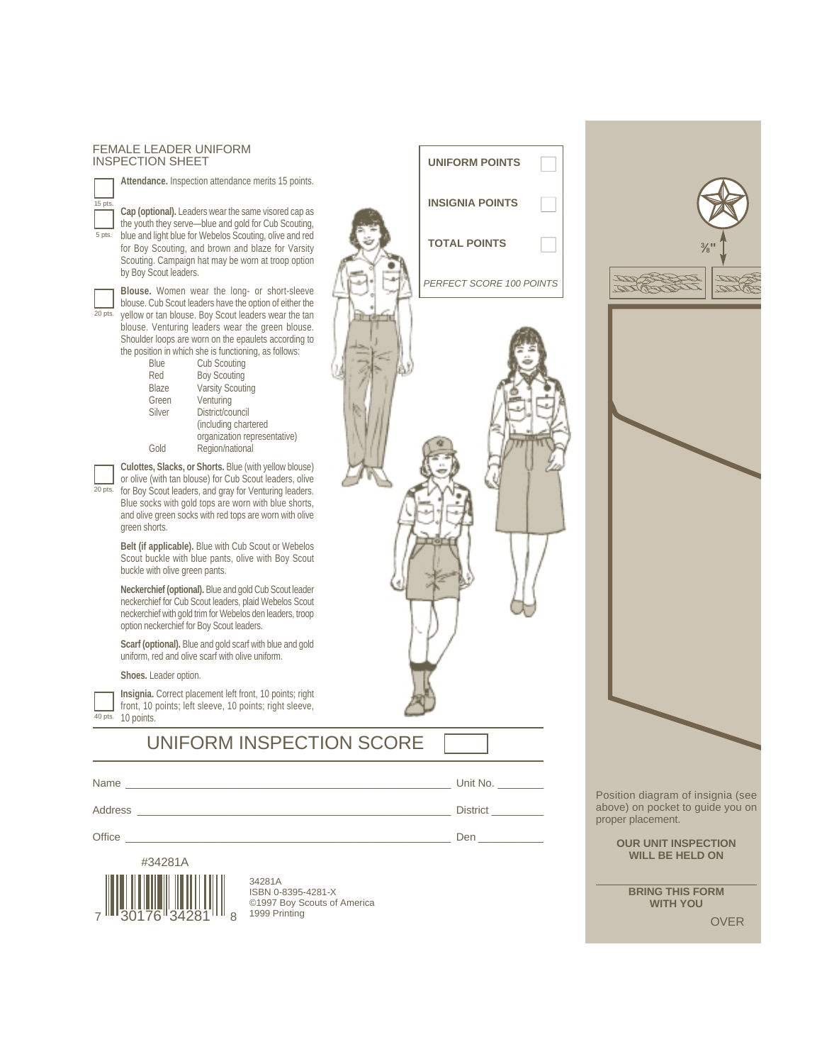# FEMALE LEADER UNIFORM INSPECTION SHEET

**Attendance.** Inspection attendance merits 15 points.

15 pts.

**Cap (optional).** Leaders wear the same visored cap as the youth they serve—blue and gold for Cub Scouting, blue and light blue for Webelos Scouting, olive and red for Boy Scouting, and brown and blaze for Varsity Scouting. Campaign hat may be worn at troop option by Boy Scout leaders.

5 pts.

**Blouse.** Women wear the long- or short-sleeve blouse. Cub Scout leaders have the option of either the yellow or tan blouse. Boy Scout leaders wear the tan blouse. Venturing leaders wear the green blouse. Shoulder loops are worn on the epaulets according to the position in which she is functioning, as follows:

20 pts.

| | |
|---|---|
| Blue | Cub Scouting |
| Red | Boy Scouting |
| Blaze | Varsity Scouting |
| Green | Venturing |
| Silver | District/council (including chartered organization representative) |
| Gold | Region/national |

**Culottes, Slacks, or Shorts.** Blue (with yellow blouse) or olive (with tan blouse) for Cub Scout leaders, olive for Boy Scout leaders, and gray for Venturing leaders. Blue socks with gold tops are worn with blue shorts, and olive green socks with red tops are worn with olive green shorts.

20 pts.

**Belt (if applicable).** Blue with Cub Scout or Webelos Scout buckle with blue pants, olive with Boy Scout buckle with olive green pants.

**Neckerchief (optional).** Blue and gold Cub Scout leader neckerchief for Cub Scout leaders, plaid Webelos Scout neckerchief with gold trim for Webelos den leaders, troop option neckerchief for Boy Scout leaders.

**Scarf (optional).** Blue and gold scarf with blue and gold uniform, red and olive scarf with olive uniform.

**Shoes.** Leader option.

**Insignia.** Correct placement left front, 10 points; right front, 10 points; left sleeve, 10 points; right sleeve, 10 points.

40 pts.

**UNIFORM POINTS** ☐

**INSIGNIA POINTS** ☐

**TOTAL POINTS** ☐

*PERFECT SCORE 100 POINTS*

## UNIFORM INSPECTION SCORE ☐

Name ______________________ Unit No. ________

Address ______________________ District ________

Office ______________________ Den ________

#34281A

7 30176 34281 8

34281A
ISBN 0-8395-4281-X
©1997 Boy Scouts of America
1999 Printing

⅜"

Position diagram of insignia (see above) on pocket to guide you on proper placement.

**OUR UNIT INSPECTION WILL BE HELD ON**

______________________

**BRING THIS FORM WITH YOU**

OVER